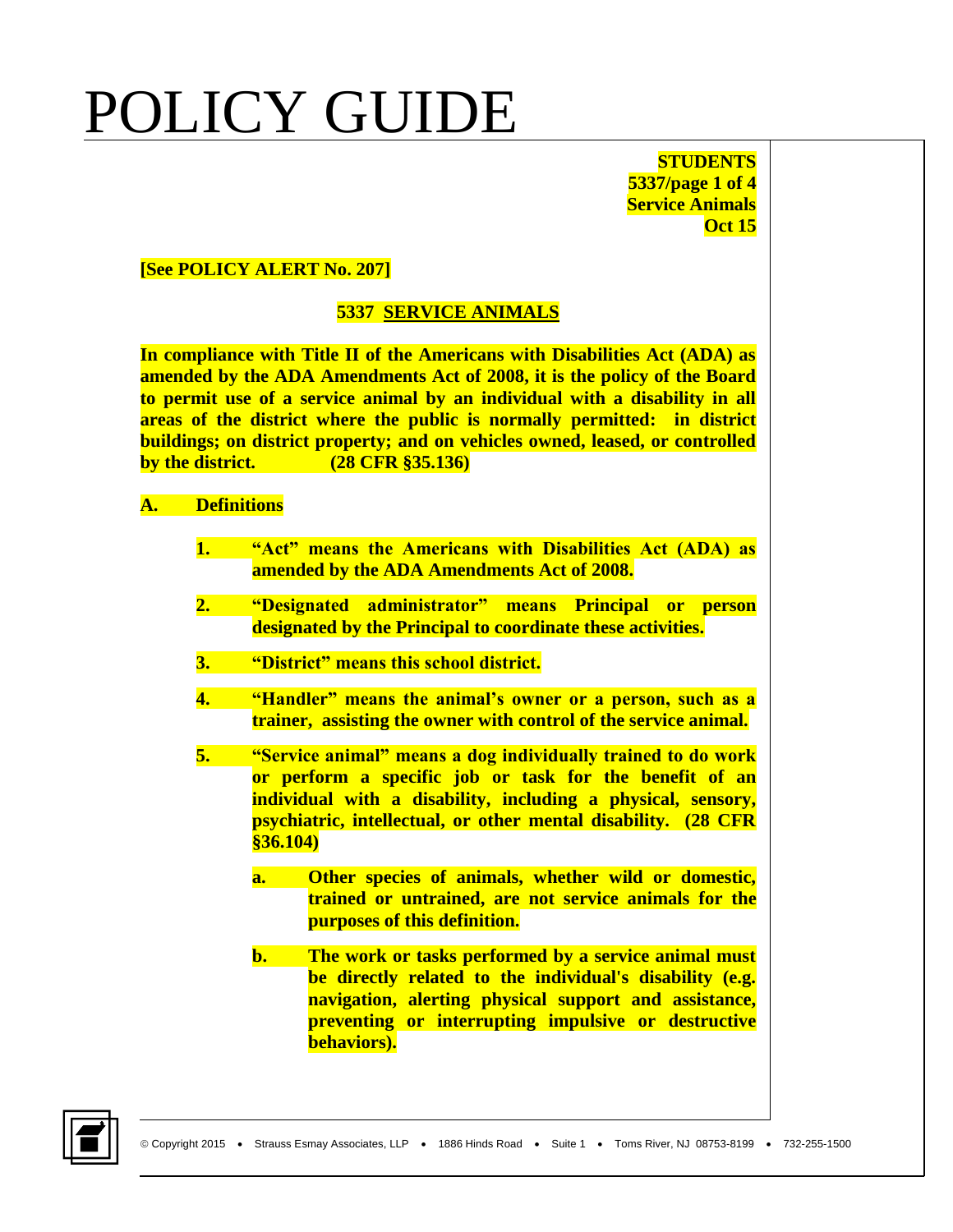# POLICY GUIDE

**STUDENTS**
**5337/page 1 of 4**
**Service Animals**
**Oct 15**

**[See POLICY ALERT No. 207]**

## 5337 SERVICE ANIMALS

**In compliance with Title II of the Americans with Disabilities Act (ADA) as amended by the ADA Amendments Act of 2008, it is the policy of the Board to permit use of a service animal by an individual with a disability in all areas of the district where the public is normally permitted: in district buildings; on district property; and on vehicles owned, leased, or controlled by the district. (28 CFR §35.136)**

**A. Definitions**

1. **"Act" means the Americans with Disabilities Act (ADA) as amended by the ADA Amendments Act of 2008.**

2. **"Designated administrator" means Principal or person designated by the Principal to coordinate these activities.**

3. **"District" means this school district.**

4. **"Handler" means the animal's owner or a person, such as a trainer, assisting the owner with control of the service animal.**

5. **"Service animal" means a dog individually trained to do work or perform a specific job or task for the benefit of an individual with a disability, including a physical, sensory, psychiatric, intellectual, or other mental disability. (28 CFR §36.104)**

   a. **Other species of animals, whether wild or domestic, trained or untrained, are not service animals for the purposes of this definition.**

   b. **The work or tasks performed by a service animal must be directly related to the individual's disability (e.g. navigation, alerting physical support and assistance, preventing or interrupting impulsive or destructive behaviors).**

© Copyright 2015 • Strauss Esmay Associates, LLP • 1886 Hinds Road • Suite 1 • Toms River, NJ 08753-8199 • 732-255-1500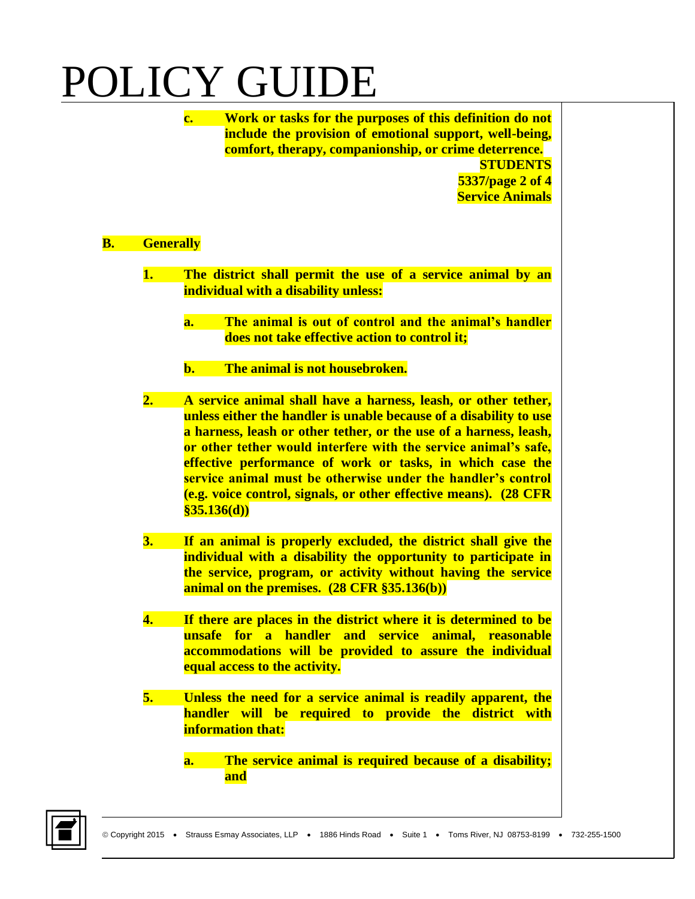c. **Work or tasks for the purposes of this definition do not include the provision of emotional support, well-being, comfort, therapy, companionship, or crime deterrence.**

**STUDENTS**
**5337**
**Service Animals**

**B. Generally**

1. **The district shall permit the use of a service animal by an individual with a disability unless:**

   a. **The animal is out of control and the animal's handler does not take effective action to control it;**

   b. **The animal is not housebroken.**

2. **A service animal shall have a harness, leash, or other tether, unless either the handler is unable because of a disability to use a harness, leash or other tether, or the use of a harness, leash, or other tether would interfere with the service animal's safe, effective performance of work or tasks, in which case the service animal must be otherwise under the handler's control (e.g. voice control, signals, or other effective means). (28 CFR §35.136(d))**

3. **If an animal is properly excluded, the district shall give the individual with a disability the opportunity to participate in the service, program, or activity without having the service animal on the premises. (28 CFR §35.136(b))**

4. **If there are places in the district where it is determined to be unsafe for a handler and service animal, reasonable accommodations will be provided to assure the individual equal access to the activity.**

5. **Unless the need for a service animal is readily apparent, the handler will be required to provide the district with information that:**

   a. **The service animal is required because of a disability; and**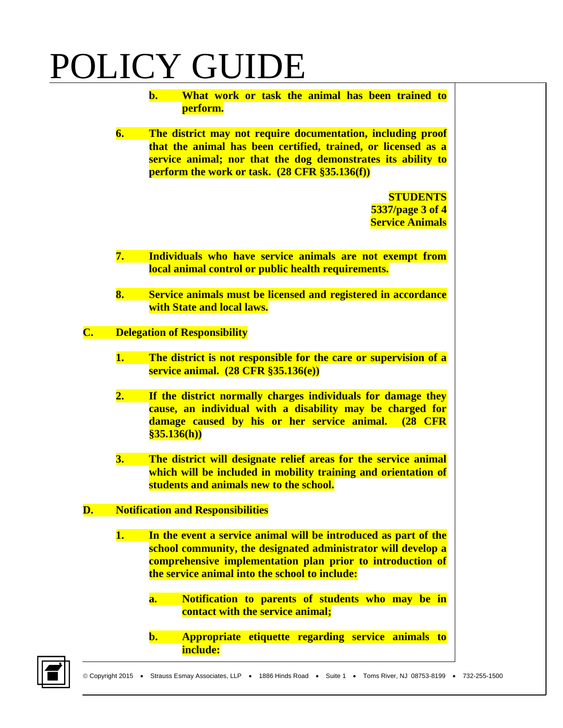b. What work or task the animal has been trained to perform.

6. The district may not require documentation, including proof that the animal has been certified, trained, or licensed as a service animal; nor that the dog demonstrates its ability to perform the work or task. (28 CFR §35.136(f))

7. Individuals who have service animals are not exempt from local animal control or public health requirements.

8. Service animals must be licensed and registered in accordance with State and local laws.

## C. Delegation of Responsibility

1. The district is not responsible for the care or supervision of a service animal. (28 CFR §35.136(e))

2. If the district normally charges individuals for damage they cause, an individual with a disability may be charged for damage caused by his or her service animal. (28 CFR §35.136(h))

3. The district will designate relief areas for the service animal which will be included in mobility training and orientation of students and animals new to the school.

## D. Notification and Responsibilities

1. In the event a service animal will be introduced as part of the school community, the designated administrator will develop a comprehensive implementation plan prior to introduction of the service animal into the school to include:

   a. Notification to parents of students who may be in contact with the service animal;

   b. Appropriate etiquette regarding service animals to include: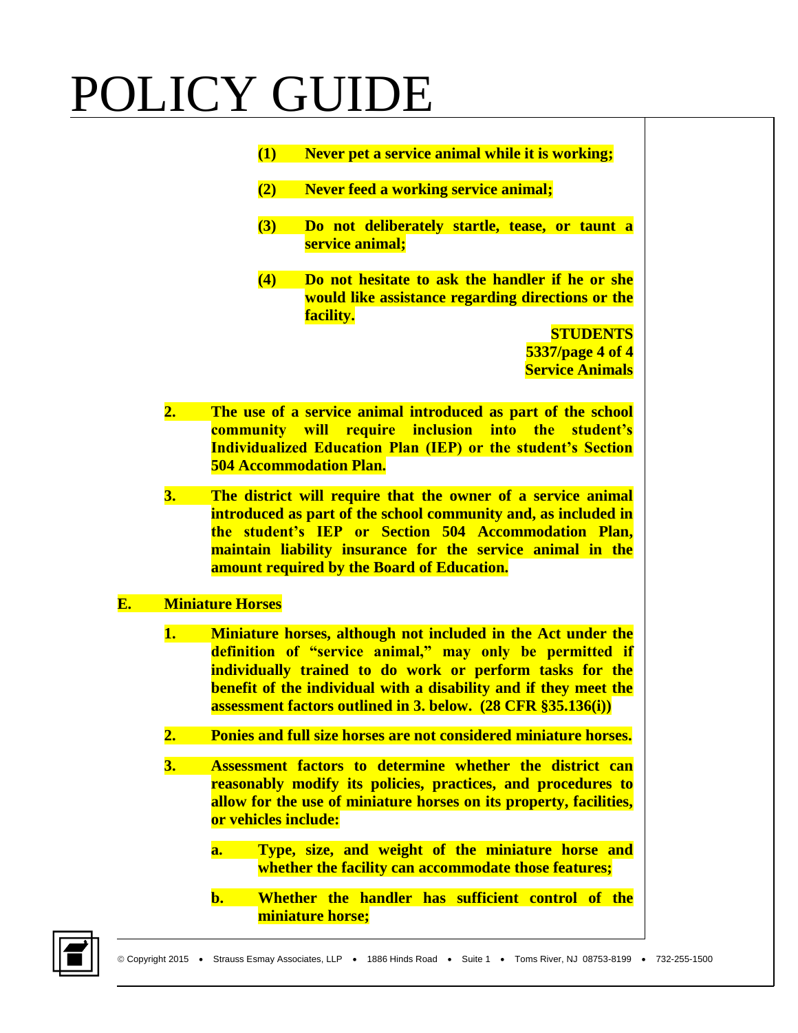(1) **Never pet a service animal while it is working;**

(2) **Never feed a working service animal;**

(3) **Do not deliberately startle, tease, or taunt a service animal;**

(4) **Do not hesitate to ask the handler if he or she would like assistance regarding directions or the facility.**

2. **The use of a service animal introduced as part of the school community will require inclusion into the student's Individualized Education Plan (IEP) or the student's Section 504 Accommodation Plan.**

3. **The district will require that the owner of a service animal introduced as part of the school community and, as included in the student's IEP or Section 504 Accommodation Plan, maintain liability insurance for the service animal in the amount required by the Board of Education.**

**E. Miniature Horses**

1. **Miniature horses, although not included in the Act under the definition of "service animal," may only be permitted if individually trained to do work or perform tasks for the benefit of the individual with a disability and if they meet the assessment factors outlined in 3. below. (28 CFR §35.136(i))**

2. **Ponies and full size horses are not considered miniature horses.**

3. **Assessment factors to determine whether the district can reasonably modify its policies, practices, and procedures to allow for the use of miniature horses on its property, facilities, or vehicles include:**

   a. **Type, size, and weight of the miniature horse and whether the facility can accommodate those features;**

   b. **Whether the handler has sufficient control of the miniature horse;**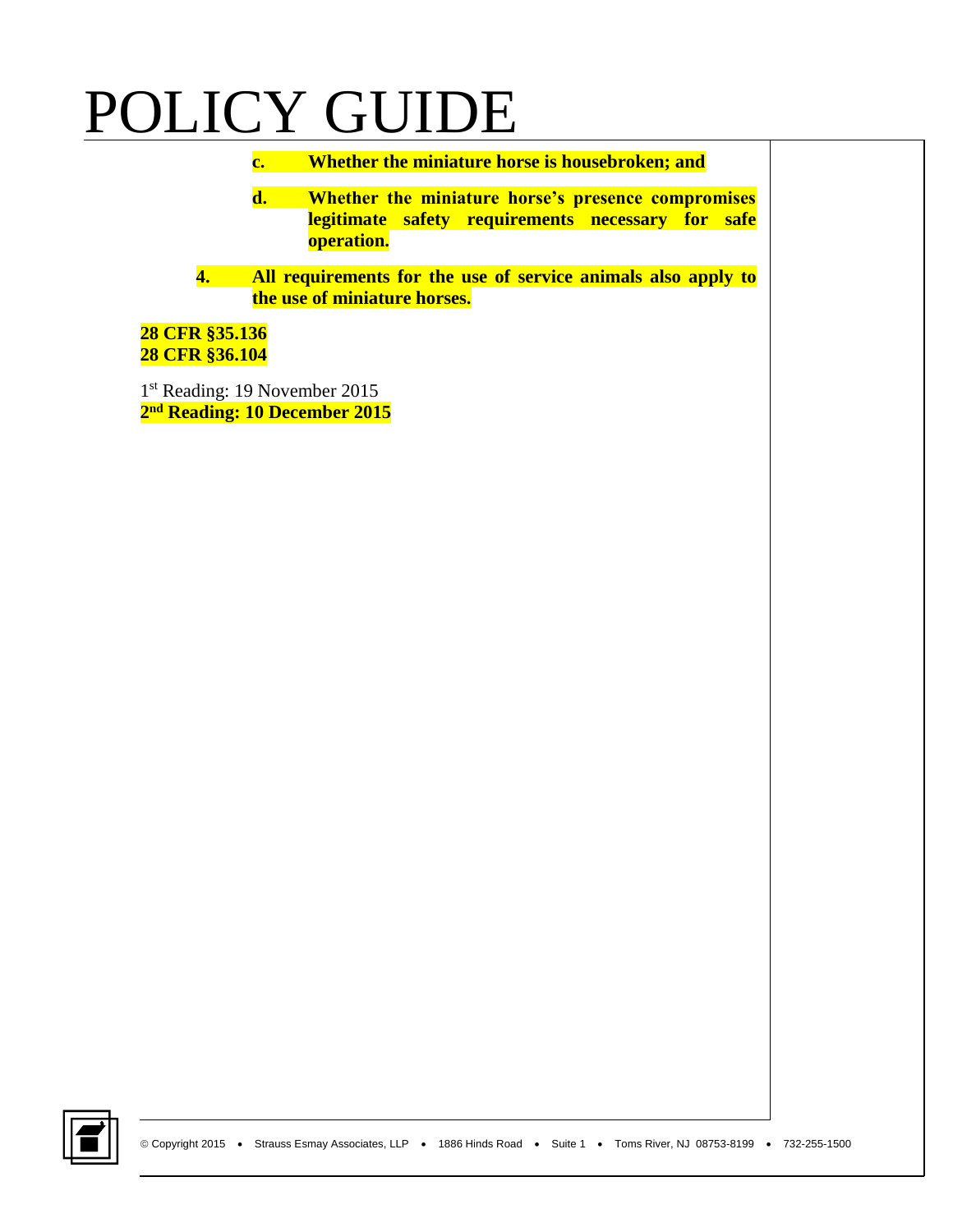c. **Whether the miniature horse is housebroken; and**

d. **Whether the miniature horse's presence compromises legitimate safety requirements necessary for safe operation.**

4. **All requirements for the use of service animals also apply to the use of miniature horses.**

**28 CFR §35.136**
**28 CFR §36.104**

1st Reading: 19 November 2015
**2nd Reading: 10 December 2015**